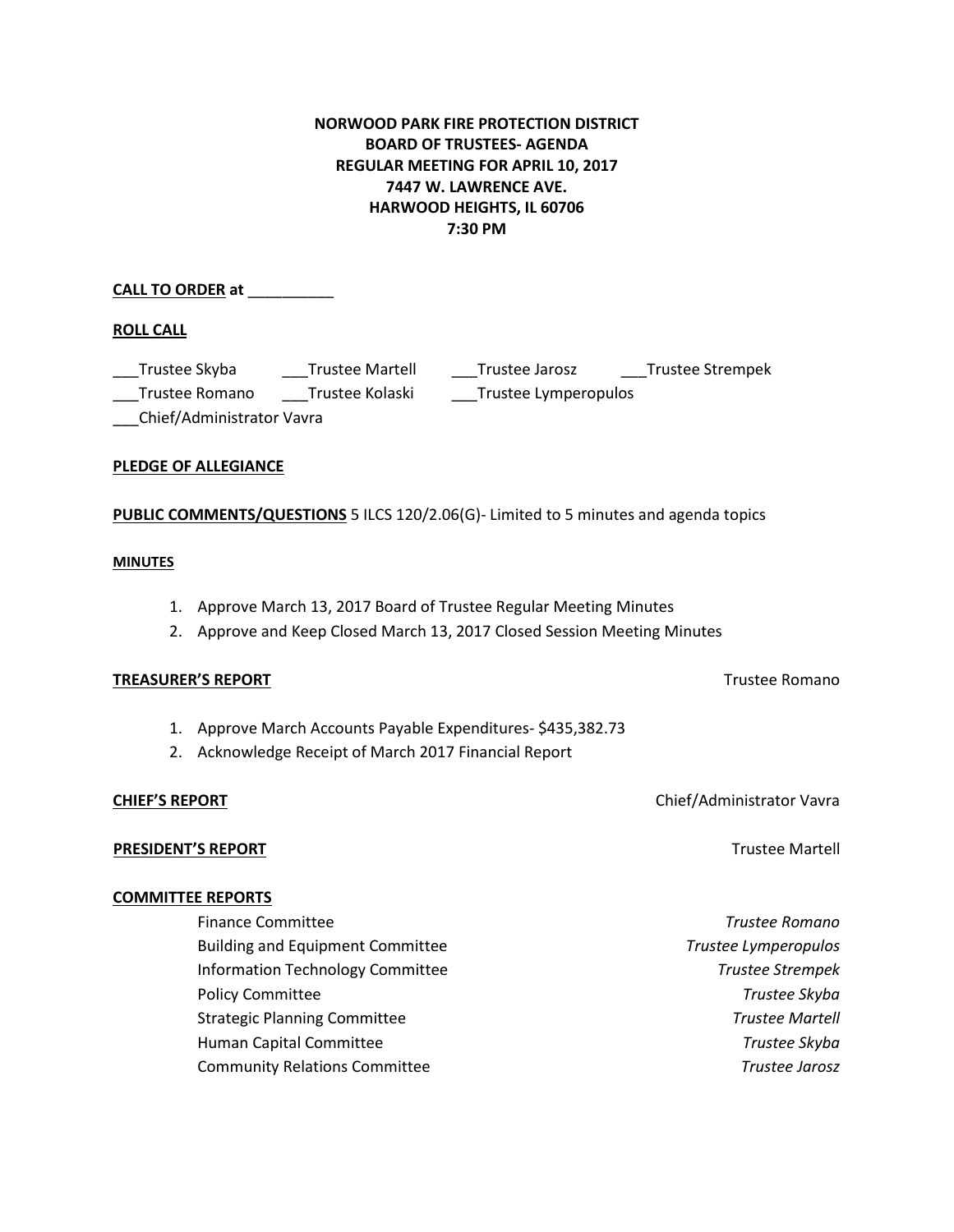**NORWOOD PARK FIRE PROTECTION DISTRICT**
**BOARD OF TRUSTEES- AGENDA**
**REGULAR MEETING FOR APRIL 10, 2017**
**7447 W. LAWRENCE AVE.**
**HARWOOD HEIGHTS, IL 60706**
**7:30 PM**

**CALL TO ORDER at** __________

**ROLL CALL**

___Trustee Skyba ___Trustee Martell ___Trustee Jarosz ___Trustee Strempek
___Trustee Romano ___Trustee Kolaski ___Trustee Lymperopulos
___Chief/Administrator Vavra

**PLEDGE OF ALLEGIANCE**

**PUBLIC COMMENTS/QUESTIONS** 5 ILCS 120/2.06(G)- Limited to 5 minutes and agenda topics

**MINUTES**

1. Approve March 13, 2017 Board of Trustee Regular Meeting Minutes
2. Approve and Keep Closed March 13, 2017 Closed Session Meeting Minutes

**TREASURER'S REPORT** Trustee Romano

1. Approve March Accounts Payable Expenditures- $435,382.73
2. Acknowledge Receipt of March 2017 Financial Report

**CHIEF'S REPORT** Chief/Administrator Vavra

**PRESIDENT'S REPORT** Trustee Martell

**COMMITTEE REPORTS**

| Committee | Trustee |
|---|---|
| Finance Committee | *Trustee Romano* |
| Building and Equipment Committee | *Trustee Lymperopulos* |
| Information Technology Committee | *Trustee Strempek* |
| Policy Committee | *Trustee Skyba* |
| Strategic Planning Committee | *Trustee Martell* |
| Human Capital Committee | *Trustee Skyba* |
| Community Relations Committee | *Trustee Jarosz* |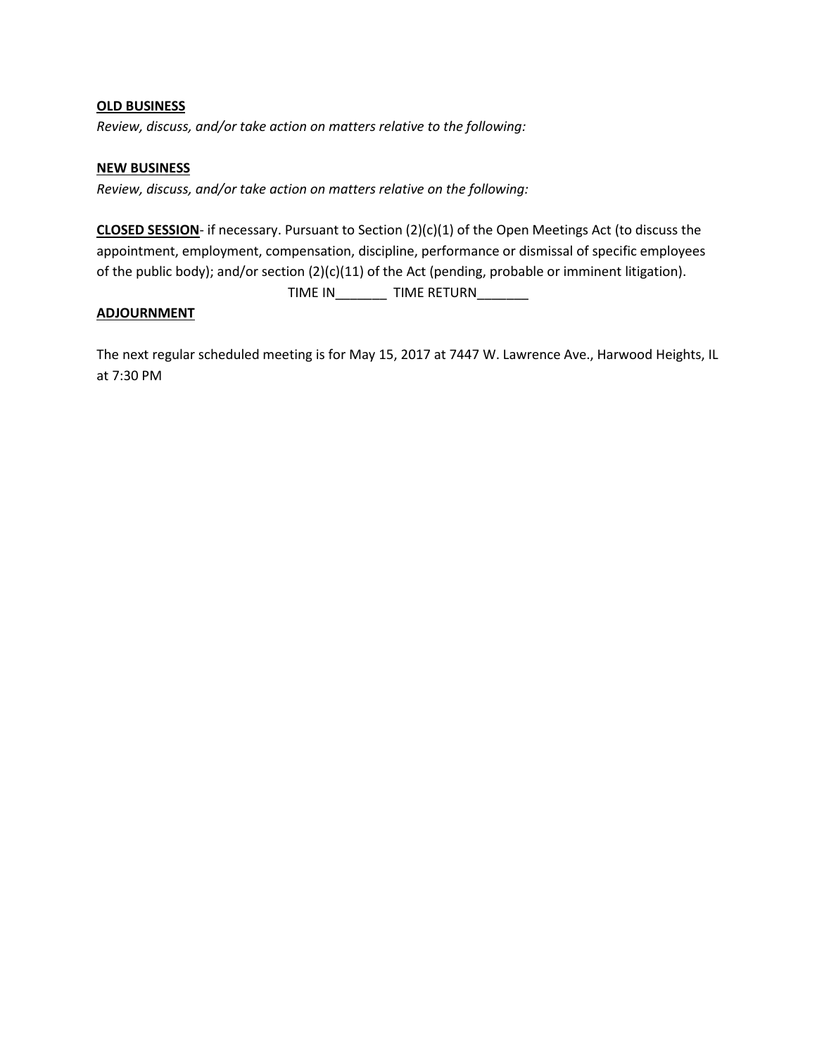**OLD BUSINESS**

*Review, discuss, and/or take action on matters relative to the following:*

**NEW BUSINESS**

*Review, discuss, and/or take action on matters relative on the following:*

**CLOSED SESSION**- if necessary. Pursuant to Section (2)(c)(1) of the Open Meetings Act (to discuss the appointment, employment, compensation, discipline, performance or dismissal of specific employees of the public body); and/or section (2)(c)(11) of the Act (pending, probable or imminent litigation).

TIME IN_______ TIME RETURN_______

**ADJOURNMENT**

The next regular scheduled meeting is for May 15, 2017 at 7447 W. Lawrence Ave., Harwood Heights, IL at 7:30 PM